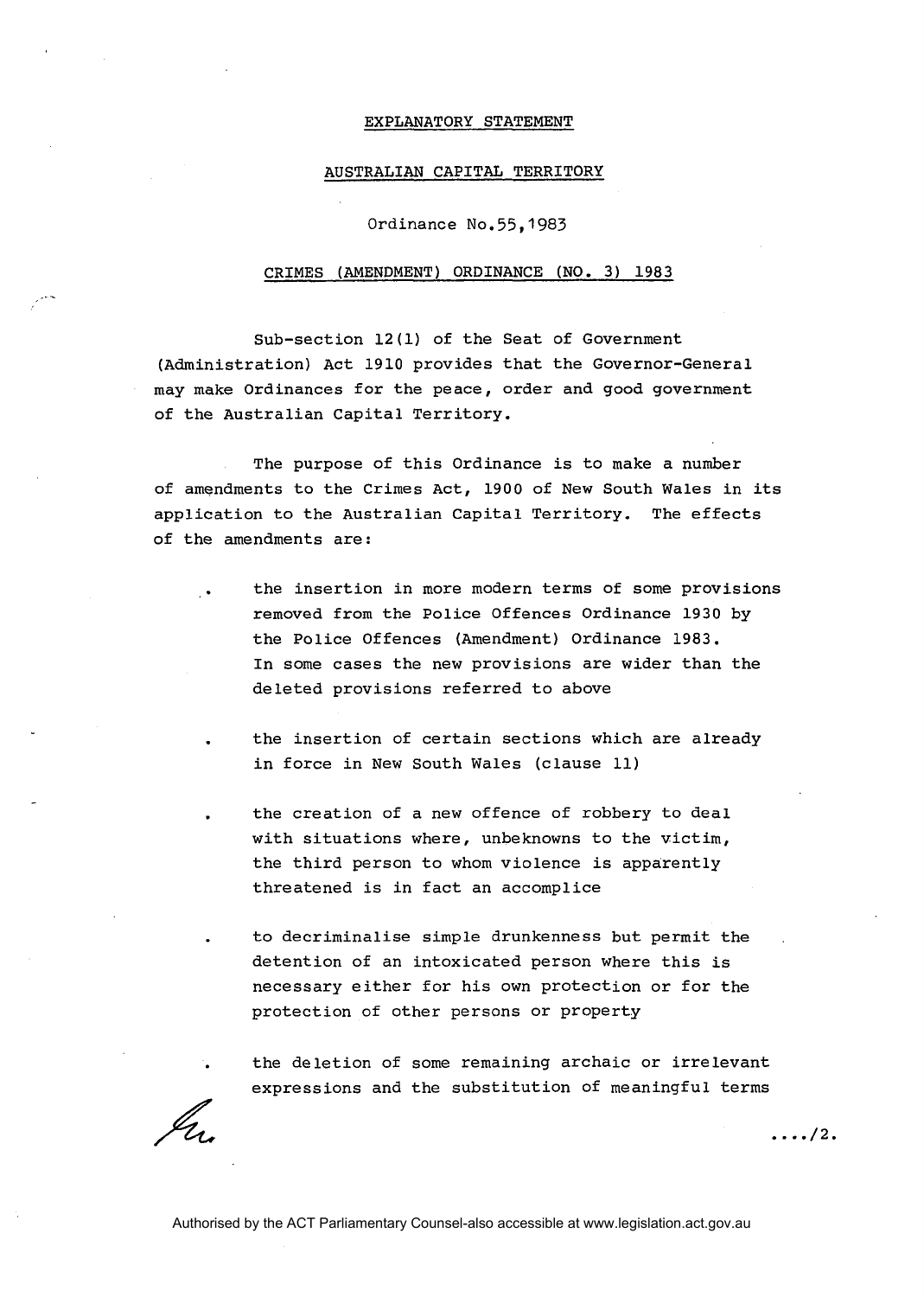EXPLANATORY STATEMENT

AUSTRALIAN CAPITAL TERRITORY

Ordinance No.55,1983

CRIMES (AMENDMENT) ORDINANCE (NO. 3) 1983

Sub-section 12(1) of the Seat of Government (Administration) Act 1910 provides that the Governor-General may make Ordinances for the peace, order and good government of the Australian Capital Territory.

The purpose of this Ordinance is to make a number of amendments to the Crimes Act, 1900 of New South Wales in its application to the Australian Capital Territory. The effects of the amendments are:

- the insertion in more modern terms of some provisions removed from the Police Offences Ordinance 1930 by the Police Offences (Amendment) Ordinance 1983. In some cases the new provisions are wider than the deleted provisions referred to above
- the insertion of certain sections which are already in force in New South Wales (clause 11)
- the creation of a new offence of robbery to deal with situations where, unbeknowns to the victim, the third person to whom violence is apparently threatened is in fact an accomplice
- to decriminalise simple drunkenness but permit the detention of an intoxicated person where this is necessary either for his own protection or for the protection of other persons or property
- the deletion of some remaining archaic or irrelevant expressions and the substitution of meaningful terms

..../2.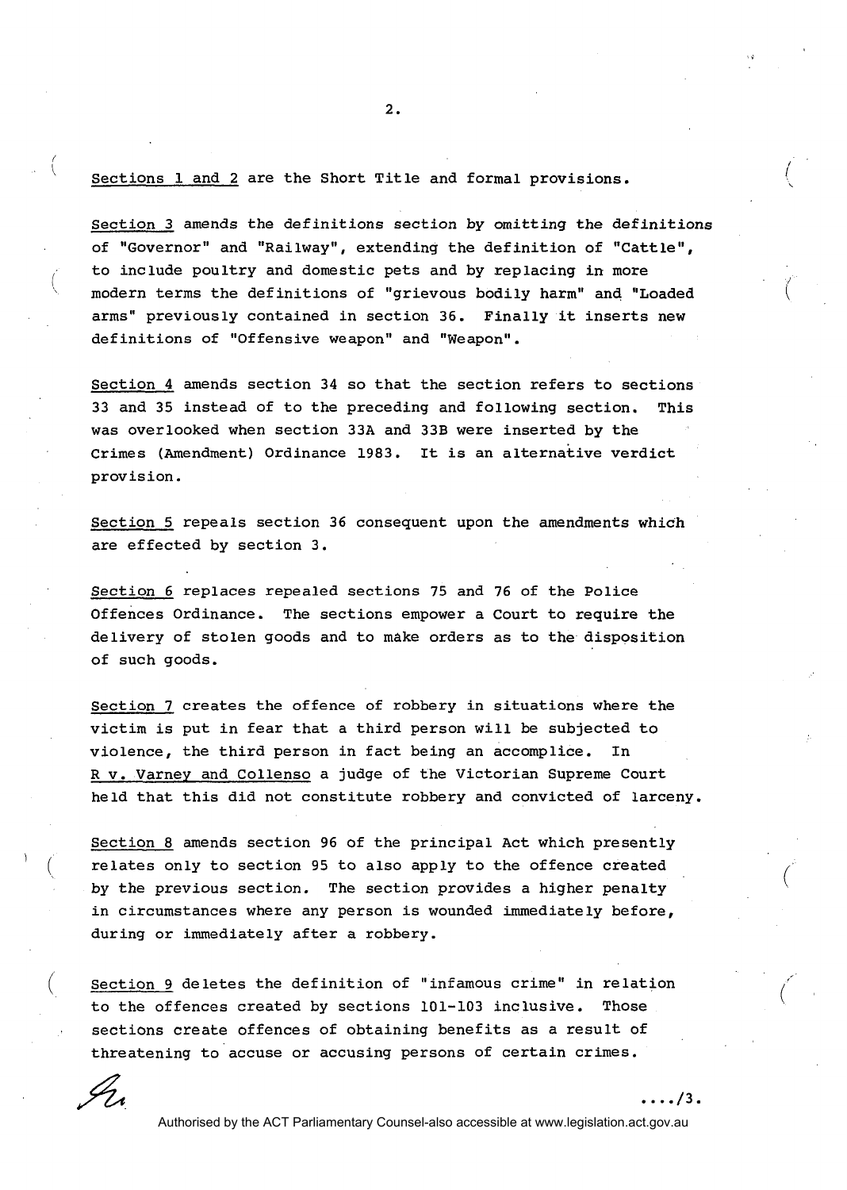Sections 1 and 2 are the Short Title and formal provisions.

Section 3 amends the definitions section by omitting the definitions of "Governor" and "Railway", extending the definition of "Cattle", to include poultry and domestic pets and by replacing in more modern terms the definitions of "grievous bodily harm" and "Loaded arms" previously contained in section 36. Finally it inserts new definitions of "Offensive weapon" and "Weapon".

Section 4 amends section 34 so that the section refers to sections 33 and 35 instead of to the preceding and following section. This was overlooked when section 33A and 33B were inserted by the Crimes (Amendment) Ordinance 1983. It is an alternative verdict provision.

Section 5 repeals section 36 consequent upon the amendments which are effected by section 3.

Section 6 replaces repealed sections 75 and 76 of the Police Offences Ordinance. The sections empower a Court to require the delivery of stolen goods and to make orders as to the disposition of such goods.

Section 7 creates the offence of robbery in situations where the victim is put in fear that a third person will be subjected to violence, the third person in fact being an accomplice. In R v. Varney and Collenso a judge of the Victorian Supreme Court held that this did not constitute robbery and convicted of larceny.

Section 8 amends section 96 of the principal Act which presently relates only to section 95 to also apply to the offence created by the previous section. The section provides a higher penalty in circumstances where any person is wounded immediately before, during or immediately after a robbery.

Section 9 deletes the definition of "infamous crime" in relation to the offences created by sections 101-103 inclusive. Those sections create offences of obtaining benefits as a result of threatening to accuse or accusing persons of certain crimes.

..../3.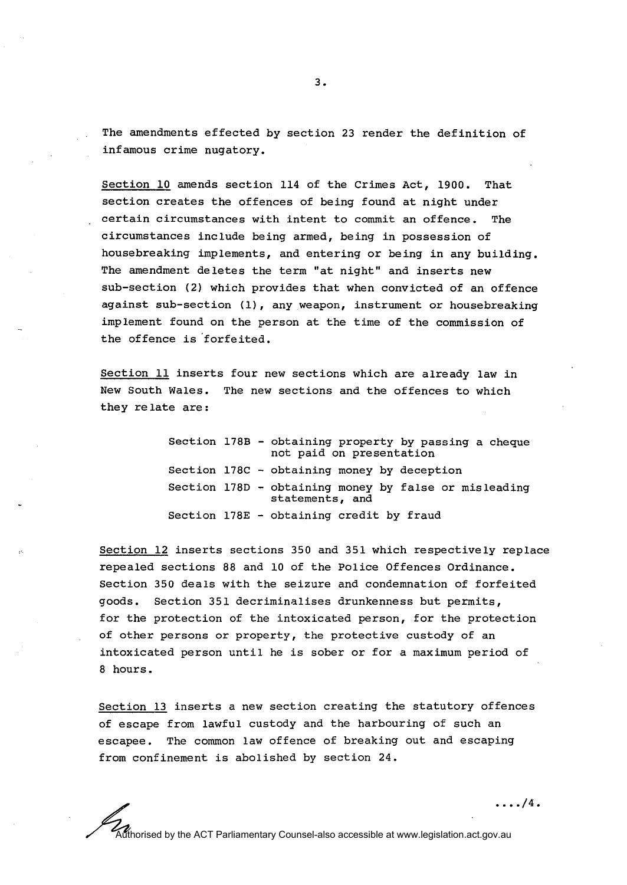The amendments effected by section 23 render the definition of infamous crime nugatory.

<u>Section 10</u> amends section 114 of the Crimes Act, 1900. That section creates the offences of being found at night under certain circumstances with intent to commit an offence. The circumstances include being armed, being in possession of housebreaking implements, and entering or being in any building. The amendment deletes the term "at night" and inserts new sub-section (2) which provides that when convicted of an offence against sub-section (1), any weapon, instrument or housebreaking implement found on the person at the time of the commission of the offence is forfeited.

<u>Section 11</u> inserts four new sections which are already law in New South Wales. The new sections and the offences to which they relate are:

- Section 178B - obtaining property by passing a cheque not paid on presentation
- Section 178C - obtaining money by deception
- Section 178D - obtaining money by false or misleading statements, and
- Section 178E - obtaining credit by fraud

<u>Section 12</u> inserts sections 350 and 351 which respectively replace repealed sections 88 and 10 of the Police Offences Ordinance. Section 350 deals with the seizure and condemnation of forfeited goods. Section 351 decriminalises drunkenness but permits, for the protection of the intoxicated person, for the protection of other persons or property, the protective custody of an intoxicated person until he is sober or for a maximum period of 8 hours.

<u>Section 13</u> inserts a new section creating the statutory offences of escape from lawful custody and the harbouring of such an escapee. The common law offence of breaking out and escaping from confinement is abolished by section 24.

..../4.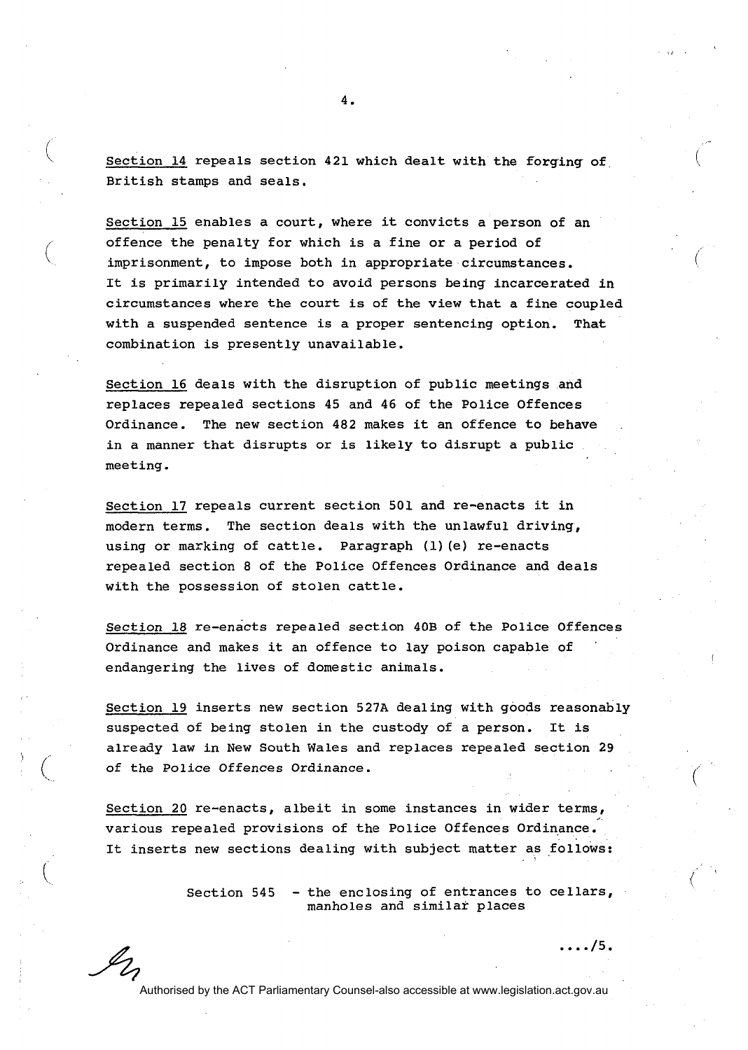Section 14 repeals section 421 which dealt with the forging of British stamps and seals.

Section 15 enables a court, where it convicts a person of an offence the penalty for which is a fine or a period of imprisonment, to impose both in appropriate circumstances. It is primarily intended to avoid persons being incarcerated in circumstances where the court is of the view that a fine coupled with a suspended sentence is a proper sentencing option. That combination is presently unavailable.

Section 16 deals with the disruption of public meetings and replaces repealed sections 45 and 46 of the Police Offences Ordinance. The new section 482 makes it an offence to behave in a manner that disrupts or is likely to disrupt a public meeting.

Section 17 repeals current section 501 and re-enacts it in modern terms. The section deals with the unlawful driving, using or marking of cattle. Paragraph (1)(e) re-enacts repealed section 8 of the Police Offences Ordinance and deals with the possession of stolen cattle.

Section 18 re-enacts repealed section 40B of the Police Offences Ordinance and makes it an offence to lay poison capable of endangering the lives of domestic animals.

Section 19 inserts new section 527A dealing with goods reasonably suspected of being stolen in the custody of a person. It is already law in New South Wales and replaces repealed section 29 of the Police Offences Ordinance.

Section 20 re-enacts, albeit in some instances in wider terms, various repealed provisions of the Police Offences Ordinance. It inserts new sections dealing with subject matter as follows:

Section 545 - the enclosing of entrances to cellars, manholes and similar places

..../5.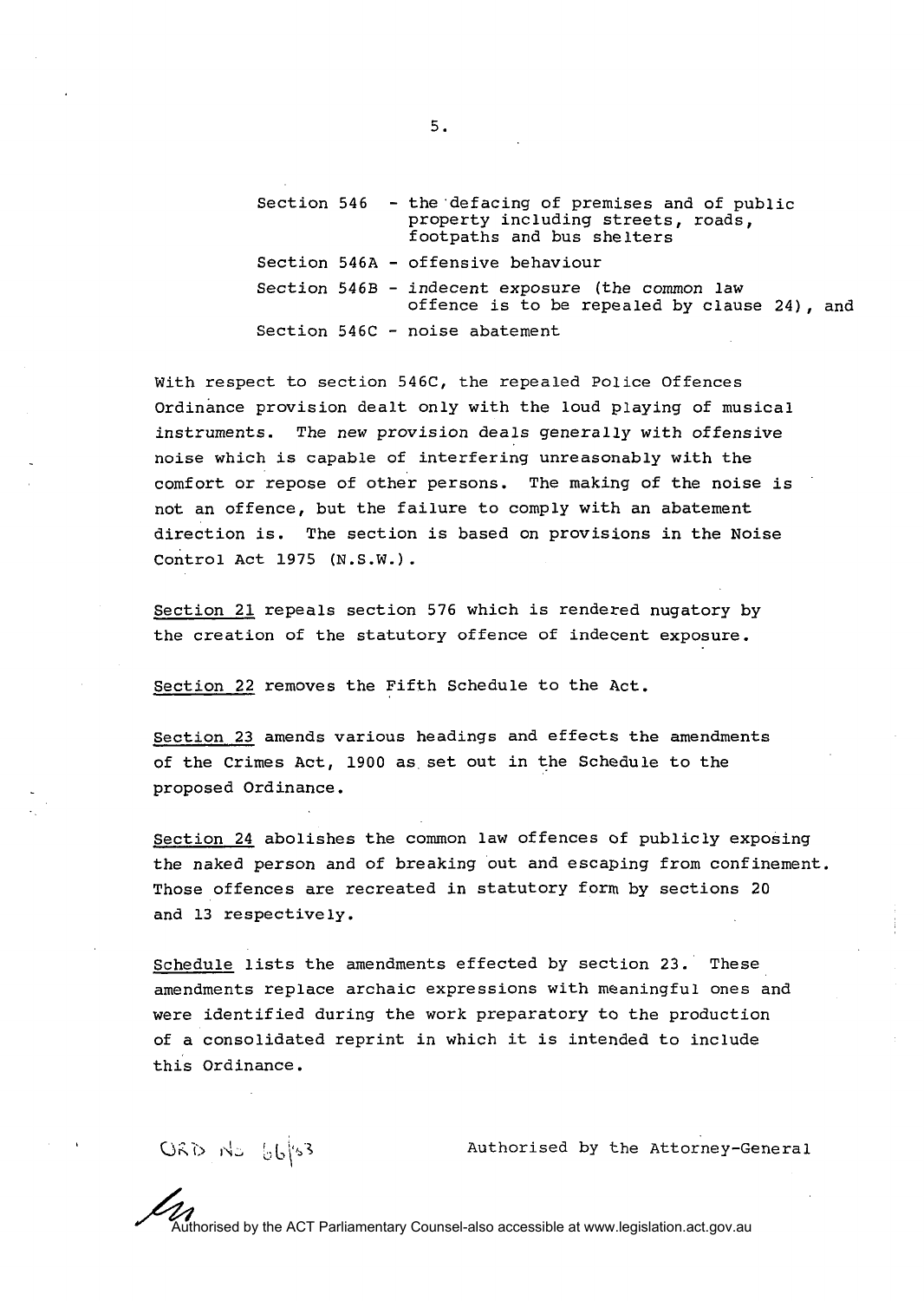Section 546 - the defacing of premises and of public property including streets, roads, footpaths and bus shelters

Section 546A - offensive behaviour

Section 546B - indecent exposure (the common law offence is to be repealed by clause 24), and

Section 546C - noise abatement

With respect to section 546C, the repealed Police Offences Ordinance provision dealt only with the loud playing of musical instruments. The new provision deals generally with offensive noise which is capable of interfering unreasonably with the comfort or repose of other persons. The making of the noise is not an offence, but the failure to comply with an abatement direction is. The section is based on provisions in the Noise Control Act 1975 (N.S.W.).

Section 21 repeals section 576 which is rendered nugatory by the creation of the statutory offence of indecent exposure.

Section 22 removes the Fifth Schedule to the Act.

Section 23 amends various headings and effects the amendments of the Crimes Act, 1900 as set out in the Schedule to the proposed Ordinance.

Section 24 abolishes the common law offences of publicly exposing the naked person and of breaking out and escaping from confinement. Those offences are recreated in statutory form by sections 20 and 13 respectively.

Schedule lists the amendments effected by section 23. These amendments replace archaic expressions with meaningful ones and were identified during the work preparatory to the production of a consolidated reprint in which it is intended to include this Ordinance.

ORD No 66/83

Authorised by the Attorney-General

Authorised by the ACT Parliamentary Counsel-also accessible at www.legislation.act.gov.au